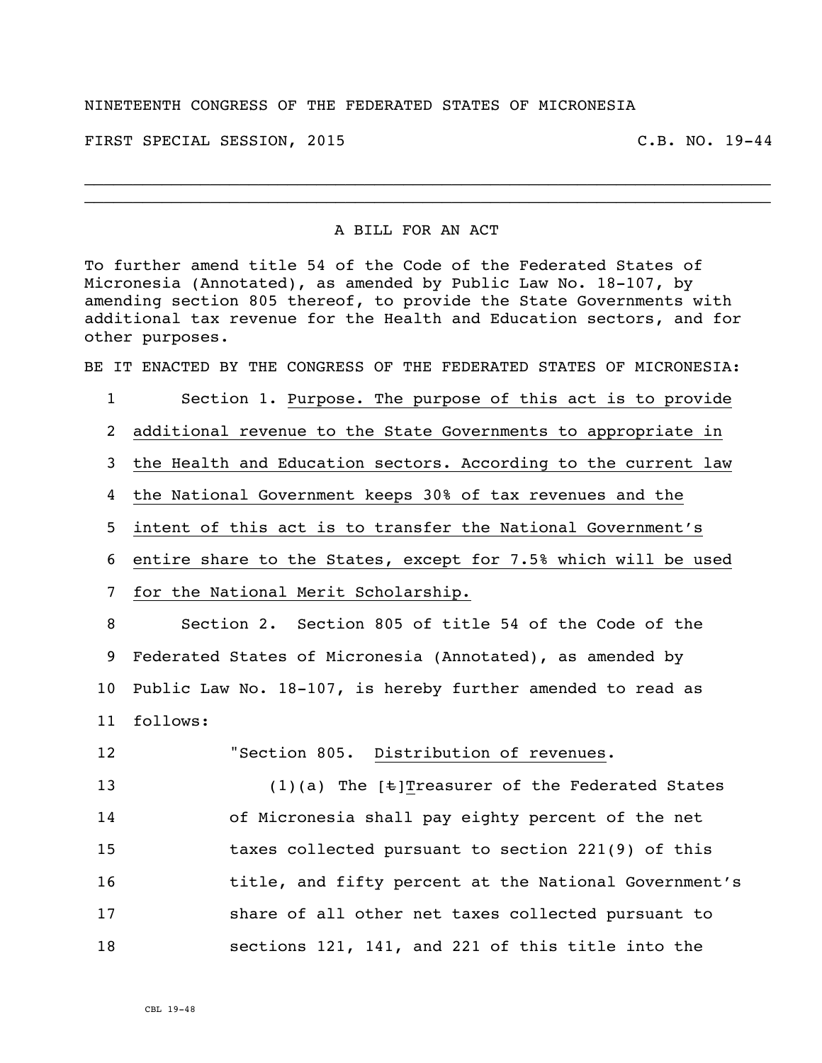NINETEENTH CONGRESS OF THE FEDERATED STATES OF MICRONESIA

FIRST SPECIAL SESSION, 2015 C.B. NO. 19-44

---

A BILL FOR AN ACT

To further amend title 54 of the Code of the Federated States of Micronesia (Annotated), as amended by Public Law No. 18-107, by amending section 805 thereof, to provide the State Governments with additional tax revenue for the Health and Education sectors, and for other purposes.

BE IT ENACTED BY THE CONGRESS OF THE FEDERATED STATES OF MICRONESIA:

1 Section 1. Purpose. The purpose of this act is to provide
2 additional revenue to the State Governments to appropriate in
3 the Health and Education sectors. According to the current law
4 the National Government keeps 30% of tax revenues and the
5 intent of this act is to transfer the National Government's
6 entire share to the States, except for 7.5% which will be used
7 for the National Merit Scholarship.

8 Section 2. Section 805 of title 54 of the Code of the
9 Federated States of Micronesia (Annotated), as amended by
10 Public Law No. 18-107, is hereby further amended to read as
11 follows:

12 "Section 805. Distribution of revenues.

13 (1)(a) The [~~t~~]Treasurer of the Federated States
14 of Micronesia shall pay eighty percent of the net
15 taxes collected pursuant to section 221(9) of this
16 title, and fifty percent at the National Government's
17 share of all other net taxes collected pursuant to
18 sections 121, 141, and 221 of this title into the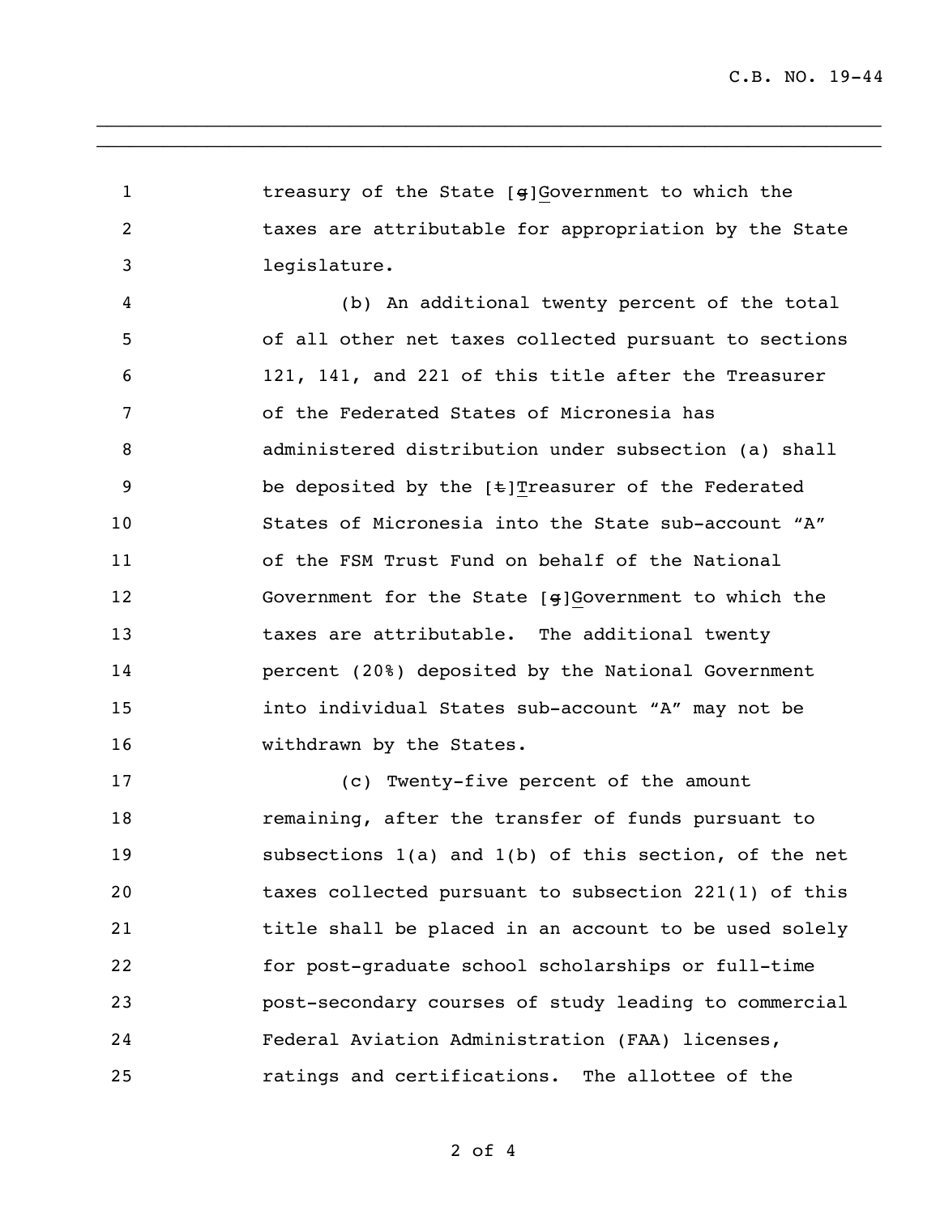treasury of the State [g]Government to which the taxes are attributable for appropriation by the State legislature.

(b) An additional twenty percent of the total of all other net taxes collected pursuant to sections 121, 141, and 221 of this title after the Treasurer of the Federated States of Micronesia has administered distribution under subsection (a) shall be deposited by the [t]Treasurer of the Federated States of Micronesia into the State sub-account "A" of the FSM Trust Fund on behalf of the National Government for the State [g]Government to which the taxes are attributable. The additional twenty percent (20%) deposited by the National Government into individual States sub-account "A" may not be withdrawn by the States.

(c) Twenty-five percent of the amount remaining, after the transfer of funds pursuant to subsections 1(a) and 1(b) of this section, of the net taxes collected pursuant to subsection 221(1) of this title shall be placed in an account to be used solely for post-graduate school scholarships or full-time post-secondary courses of study leading to commercial Federal Aviation Administration (FAA) licenses, ratings and certifications. The allottee of the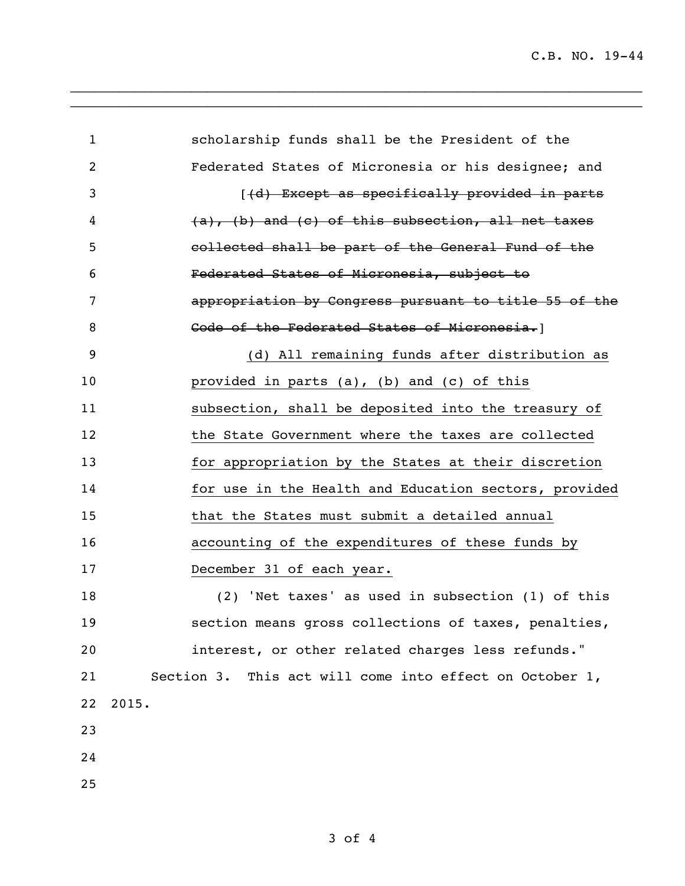scholarship funds shall be the President of the Federated States of Micronesia or his designee; and

[~~(d) Except as specifically provided in parts (a), (b) and (c) of this subsection, all net taxes collected shall be part of the General Fund of the Federated States of Micronesia, subject to appropriation by Congress pursuant to title 55 of the Code of the Federated States of Micronesia.~~]

<u>(d) All remaining funds after distribution as provided in parts (a), (b) and (c) of this subsection, shall be deposited into the treasury of the State Government where the taxes are collected for appropriation by the States at their discretion for use in the Health and Education sectors, provided that the States must submit a detailed annual accounting of the expenditures of these funds by December 31 of each year.</u>

(2) 'Net taxes' as used in subsection (1) of this section means gross collections of taxes, penalties, interest, or other related charges less refunds."

Section 3. This act will come into effect on October 1, 2015.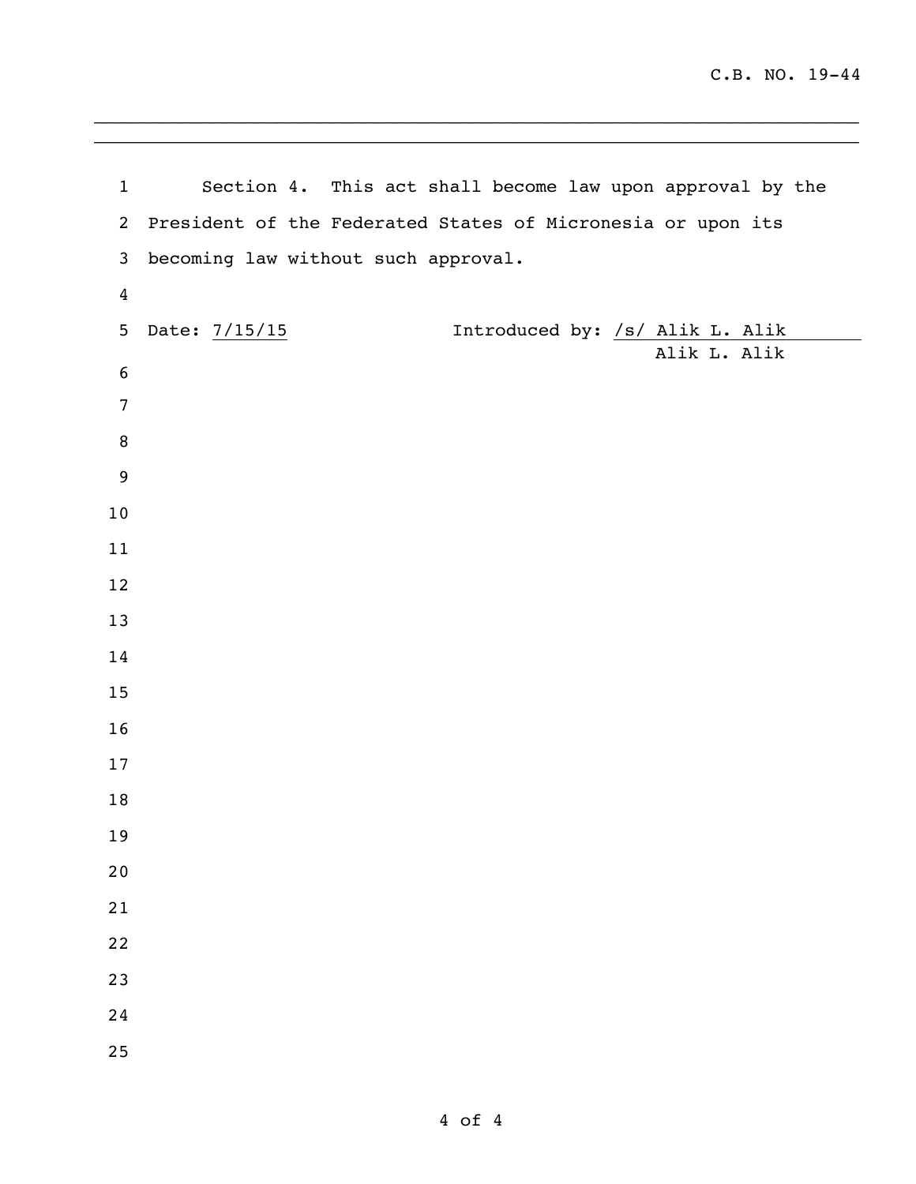Section 4. This act shall become law upon approval by the President of the Federated States of Micronesia or upon its becoming law without such approval.

Date: 7/15/15

Introduced by: /s/ Alik L. Alik
Alik L. Alik